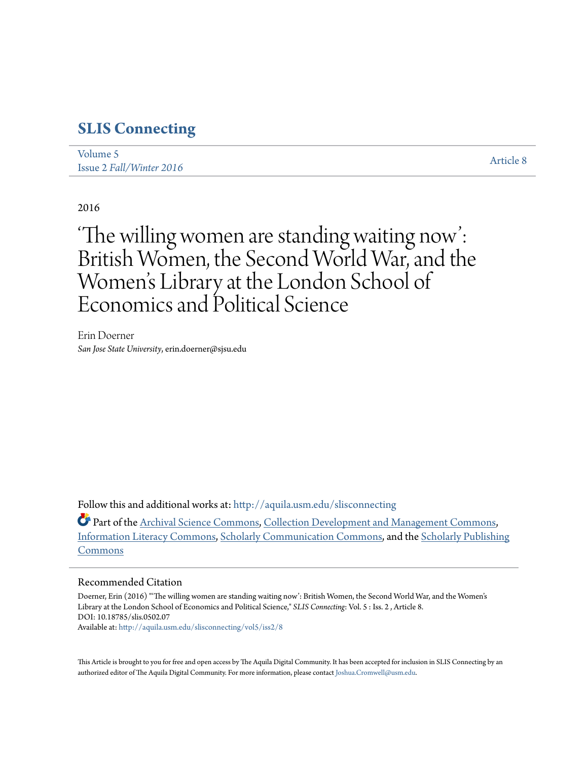# SLIS Connecting

Volume 5
Issue 2 *Fall/Winter 2016*

Article 8

2016

# 'The willing women are standing waiting now': British Women, the Second World War, and the Women's Library at the London School of Economics and Political Science

Erin Doerner
*San Jose State University*, erin.doerner@sjsu.edu

Follow this and additional works at: http://aquila.usm.edu/slisconnecting

Part of the Archival Science Commons, Collection Development and Management Commons, Information Literacy Commons, Scholarly Communication Commons, and the Scholarly Publishing Commons

## Recommended Citation

Doerner, Erin (2016) "'The willing women are standing waiting now': British Women, the Second World War, and the Women's Library at the London School of Economics and Political Science," *SLIS Connecting*: Vol. 5 : Iss. 2 , Article 8.
DOI: 10.18785/slis.0502.07
Available at: http://aquila.usm.edu/slisconnecting/vol5/iss2/8

This Article is brought to you for free and open access by The Aquila Digital Community. It has been accepted for inclusion in SLIS Connecting by an authorized editor of The Aquila Digital Community. For more information, please contact Joshua.Cromwell@usm.edu.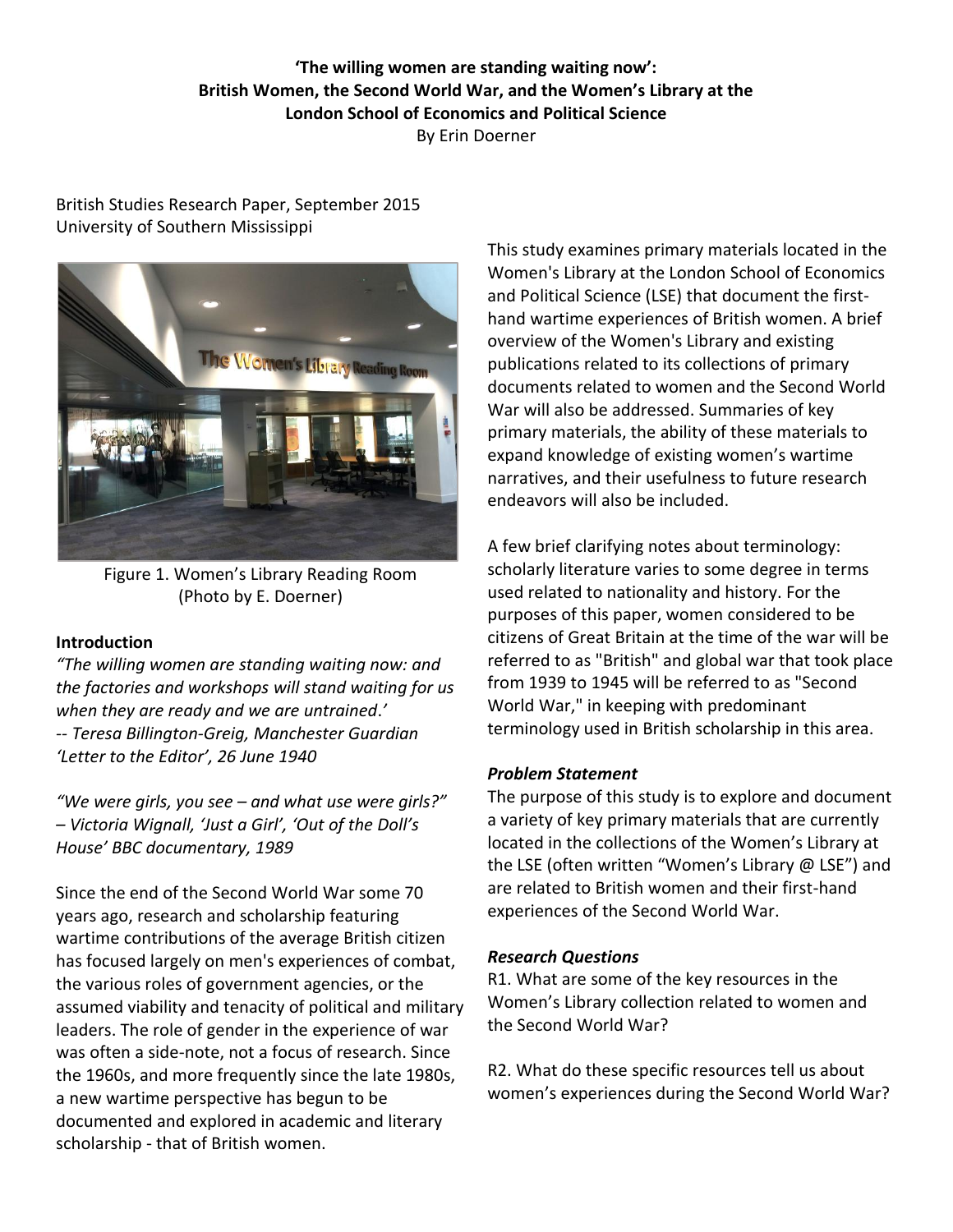**'The willing women are standing waiting now': British Women, the Second World War, and the Women's Library at the London School of Economics and Political Science**

By Erin Doerner

British Studies Research Paper, September 2015
University of Southern Mississippi

Figure 1. Women's Library Reading Room (Photo by E. Doerner)

## Introduction

*"The willing women are standing waiting now: and the factories and workshops will stand waiting for us when they are ready and we are untrained.'*
*-- Teresa Billington-Greig, Manchester Guardian 'Letter to the Editor', 26 June 1940*

*"We were girls, you see – and what use were girls?" – Victoria Wignall, 'Just a Girl', 'Out of the Doll's House' BBC documentary, 1989*

Since the end of the Second World War some 70 years ago, research and scholarship featuring wartime contributions of the average British citizen has focused largely on men's experiences of combat, the various roles of government agencies, or the assumed viability and tenacity of political and military leaders. The role of gender in the experience of war was often a side-note, not a focus of research. Since the 1960s, and more frequently since the late 1980s, a new wartime perspective has begun to be documented and explored in academic and literary scholarship - that of British women.

This study examines primary materials located in the Women's Library at the London School of Economics and Political Science (LSE) that document the first-hand wartime experiences of British women. A brief overview of the Women's Library and existing publications related to its collections of primary documents related to women and the Second World War will also be addressed. Summaries of key primary materials, the ability of these materials to expand knowledge of existing women's wartime narratives, and their usefulness to future research endeavors will also be included.

A few brief clarifying notes about terminology: scholarly literature varies to some degree in terms used related to nationality and history. For the purposes of this paper, women considered to be citizens of Great Britain at the time of the war will be referred to as "British" and global war that took place from 1939 to 1945 will be referred to as "Second World War," in keeping with predominant terminology used in British scholarship in this area.

### *Problem Statement*

The purpose of this study is to explore and document a variety of key primary materials that are currently located in the collections of the Women's Library at the LSE (often written "Women's Library @ LSE") and are related to British women and their first-hand experiences of the Second World War.

### *Research Questions*

R1. What are some of the key resources in the Women's Library collection related to women and the Second World War?

R2. What do these specific resources tell us about women's experiences during the Second World War?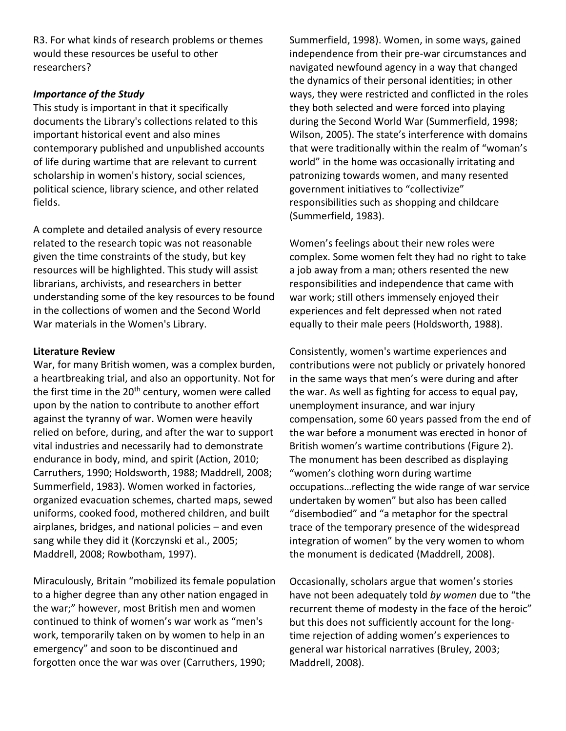R3. For what kinds of research problems or themes would these resources be useful to other researchers?

### *Importance of the Study*

This study is important in that it specifically documents the Library's collections related to this important historical event and also mines contemporary published and unpublished accounts of life during wartime that are relevant to current scholarship in women's history, social sciences, political science, library science, and other related fields.

A complete and detailed analysis of every resource related to the research topic was not reasonable given the time constraints of the study, but key resources will be highlighted. This study will assist librarians, archivists, and researchers in better understanding some of the key resources to be found in the collections of women and the Second World War materials in the Women's Library.

## Literature Review

War, for many British women, was a complex burden, a heartbreaking trial, and also an opportunity. Not for the first time in the 20th century, women were called upon by the nation to contribute to another effort against the tyranny of war. Women were heavily relied on before, during, and after the war to support vital industries and necessarily had to demonstrate endurance in body, mind, and spirit (Action, 2010; Carruthers, 1990; Holdsworth, 1988; Maddrell, 2008; Summerfield, 1983). Women worked in factories, organized evacuation schemes, charted maps, sewed uniforms, cooked food, mothered children, and built airplanes, bridges, and national policies – and even sang while they did it (Korczynski et al., 2005; Maddrell, 2008; Rowbotham, 1997).

Miraculously, Britain "mobilized its female population to a higher degree than any other nation engaged in the war;" however, most British men and women continued to think of women's war work as "men's work, temporarily taken on by women to help in an emergency" and soon to be discontinued and forgotten once the war was over (Carruthers, 1990; Summerfield, 1998). Women, in some ways, gained independence from their pre-war circumstances and navigated newfound agency in a way that changed the dynamics of their personal identities; in other ways, they were restricted and conflicted in the roles they both selected and were forced into playing during the Second World War (Summerfield, 1998; Wilson, 2005). The state's interference with domains that were traditionally within the realm of "woman's world" in the home was occasionally irritating and patronizing towards women, and many resented government initiatives to "collectivize" responsibilities such as shopping and childcare (Summerfield, 1983).

Women's feelings about their new roles were complex. Some women felt they had no right to take a job away from a man; others resented the new responsibilities and independence that came with war work; still others immensely enjoyed their experiences and felt depressed when not rated equally to their male peers (Holdsworth, 1988).

Consistently, women's wartime experiences and contributions were not publicly or privately honored in the same ways that men's were during and after the war. As well as fighting for access to equal pay, unemployment insurance, and war injury compensation, some 60 years passed from the end of the war before a monument was erected in honor of British women's wartime contributions (Figure 2). The monument has been described as displaying "women's clothing worn during wartime occupations…reflecting the wide range of war service undertaken by women" but also has been called "disembodied" and "a metaphor for the spectral trace of the temporary presence of the widespread integration of women" by the very women to whom the monument is dedicated (Maddrell, 2008).

Occasionally, scholars argue that women's stories have not been adequately told *by women* due to "the recurrent theme of modesty in the face of the heroic" but this does not sufficiently account for the long-time rejection of adding women's experiences to general war historical narratives (Bruley, 2003; Maddrell, 2008).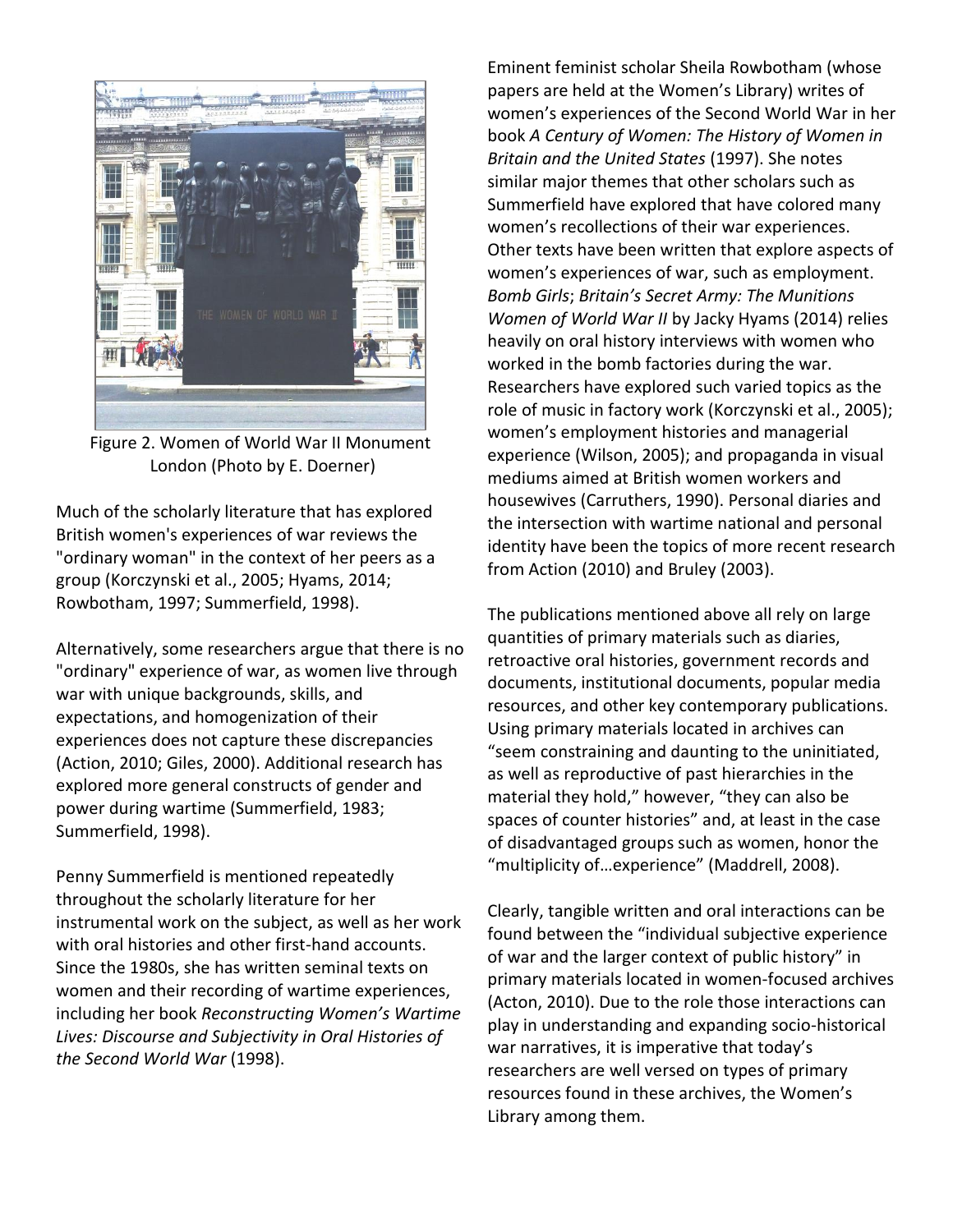Figure 2. Women of World War II Monument London (Photo by E. Doerner)

Much of the scholarly literature that has explored British women's experiences of war reviews the "ordinary woman" in the context of her peers as a group (Korczynski et al., 2005; Hyams, 2014; Rowbotham, 1997; Summerfield, 1998).

Alternatively, some researchers argue that there is no "ordinary" experience of war, as women live through war with unique backgrounds, skills, and expectations, and homogenization of their experiences does not capture these discrepancies (Action, 2010; Giles, 2000). Additional research has explored more general constructs of gender and power during wartime (Summerfield, 1983; Summerfield, 1998).

Penny Summerfield is mentioned repeatedly throughout the scholarly literature for her instrumental work on the subject, as well as her work with oral histories and other first-hand accounts. Since the 1980s, she has written seminal texts on women and their recording of wartime experiences, including her book *Reconstructing Women's Wartime Lives: Discourse and Subjectivity in Oral Histories of the Second World War* (1998).

Eminent feminist scholar Sheila Rowbotham (whose papers are held at the Women's Library) writes of women's experiences of the Second World War in her book *A Century of Women: The History of Women in Britain and the United States* (1997). She notes similar major themes that other scholars such as Summerfield have explored that have colored many women's recollections of their war experiences. Other texts have been written that explore aspects of women's experiences of war, such as employment. *Bomb Girls*; *Britain's Secret Army: The Munitions Women of World War II* by Jacky Hyams (2014) relies heavily on oral history interviews with women who worked in the bomb factories during the war. Researchers have explored such varied topics as the role of music in factory work (Korczynski et al., 2005); women's employment histories and managerial experience (Wilson, 2005); and propaganda in visual mediums aimed at British women workers and housewives (Carruthers, 1990). Personal diaries and the intersection with wartime national and personal identity have been the topics of more recent research from Action (2010) and Bruley (2003).

The publications mentioned above all rely on large quantities of primary materials such as diaries, retroactive oral histories, government records and documents, institutional documents, popular media resources, and other key contemporary publications. Using primary materials located in archives can "seem constraining and daunting to the uninitiated, as well as reproductive of past hierarchies in the material they hold," however, "they can also be spaces of counter histories" and, at least in the case of disadvantaged groups such as women, honor the "multiplicity of…experience" (Maddrell, 2008).

Clearly, tangible written and oral interactions can be found between the "individual subjective experience of war and the larger context of public history" in primary materials located in women-focused archives (Acton, 2010). Due to the role those interactions can play in understanding and expanding socio-historical war narratives, it is imperative that today's researchers are well versed on types of primary resources found in these archives, the Women's Library among them.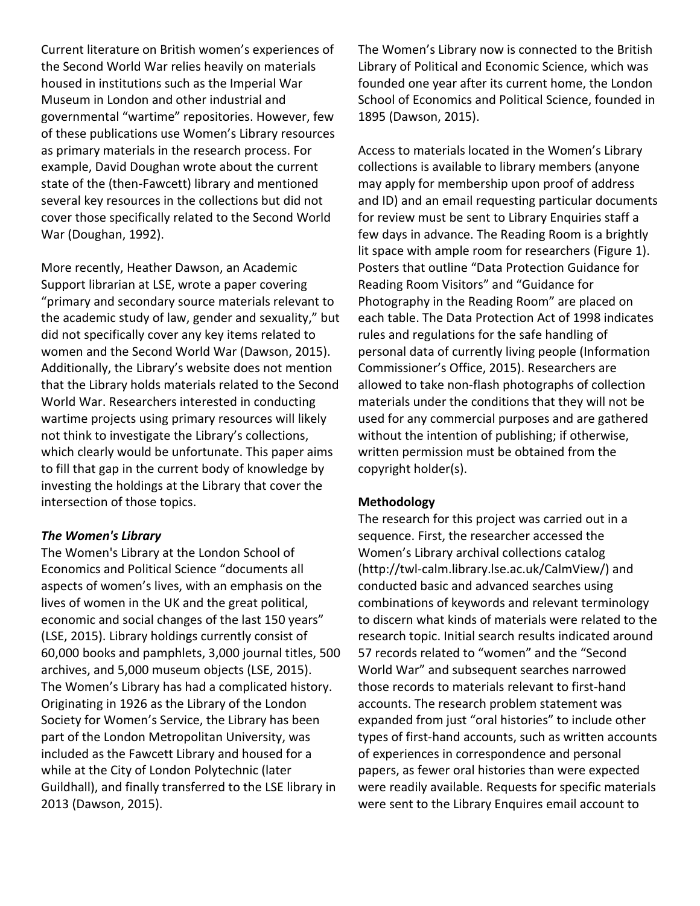Current literature on British women's experiences of the Second World War relies heavily on materials housed in institutions such as the Imperial War Museum in London and other industrial and governmental "wartime" repositories. However, few of these publications use Women's Library resources as primary materials in the research process. For example, David Doughan wrote about the current state of the (then-Fawcett) library and mentioned several key resources in the collections but did not cover those specifically related to the Second World War (Doughan, 1992).

More recently, Heather Dawson, an Academic Support librarian at LSE, wrote a paper covering "primary and secondary source materials relevant to the academic study of law, gender and sexuality," but did not specifically cover any key items related to women and the Second World War (Dawson, 2015). Additionally, the Library's website does not mention that the Library holds materials related to the Second World War. Researchers interested in conducting wartime projects using primary resources will likely not think to investigate the Library's collections, which clearly would be unfortunate. This paper aims to fill that gap in the current body of knowledge by investing the holdings at the Library that cover the intersection of those topics.

### *The Women's Library*

The Women's Library at the London School of Economics and Political Science "documents all aspects of women's lives, with an emphasis on the lives of women in the UK and the great political, economic and social changes of the last 150 years" (LSE, 2015). Library holdings currently consist of 60,000 books and pamphlets, 3,000 journal titles, 500 archives, and 5,000 museum objects (LSE, 2015). The Women's Library has had a complicated history. Originating in 1926 as the Library of the London Society for Women's Service, the Library has been part of the London Metropolitan University, was included as the Fawcett Library and housed for a while at the City of London Polytechnic (later Guildhall), and finally transferred to the LSE library in 2013 (Dawson, 2015).

The Women's Library now is connected to the British Library of Political and Economic Science, which was founded one year after its current home, the London School of Economics and Political Science, founded in 1895 (Dawson, 2015).

Access to materials located in the Women's Library collections is available to library members (anyone may apply for membership upon proof of address and ID) and an email requesting particular documents for review must be sent to Library Enquiries staff a few days in advance. The Reading Room is a brightly lit space with ample room for researchers (Figure 1). Posters that outline "Data Protection Guidance for Reading Room Visitors" and "Guidance for Photography in the Reading Room" are placed on each table. The Data Protection Act of 1998 indicates rules and regulations for the safe handling of personal data of currently living people (Information Commissioner's Office, 2015). Researchers are allowed to take non-flash photographs of collection materials under the conditions that they will not be used for any commercial purposes and are gathered without the intention of publishing; if otherwise, written permission must be obtained from the copyright holder(s).

### Methodology

The research for this project was carried out in a sequence. First, the researcher accessed the Women's Library archival collections catalog (http://twl-calm.library.lse.ac.uk/CalmView/) and conducted basic and advanced searches using combinations of keywords and relevant terminology to discern what kinds of materials were related to the research topic. Initial search results indicated around 57 records related to "women" and the "Second World War" and subsequent searches narrowed those records to materials relevant to first-hand accounts. The research problem statement was expanded from just "oral histories" to include other types of first-hand accounts, such as written accounts of experiences in correspondence and personal papers, as fewer oral histories than were expected were readily available. Requests for specific materials were sent to the Library Enquires email account to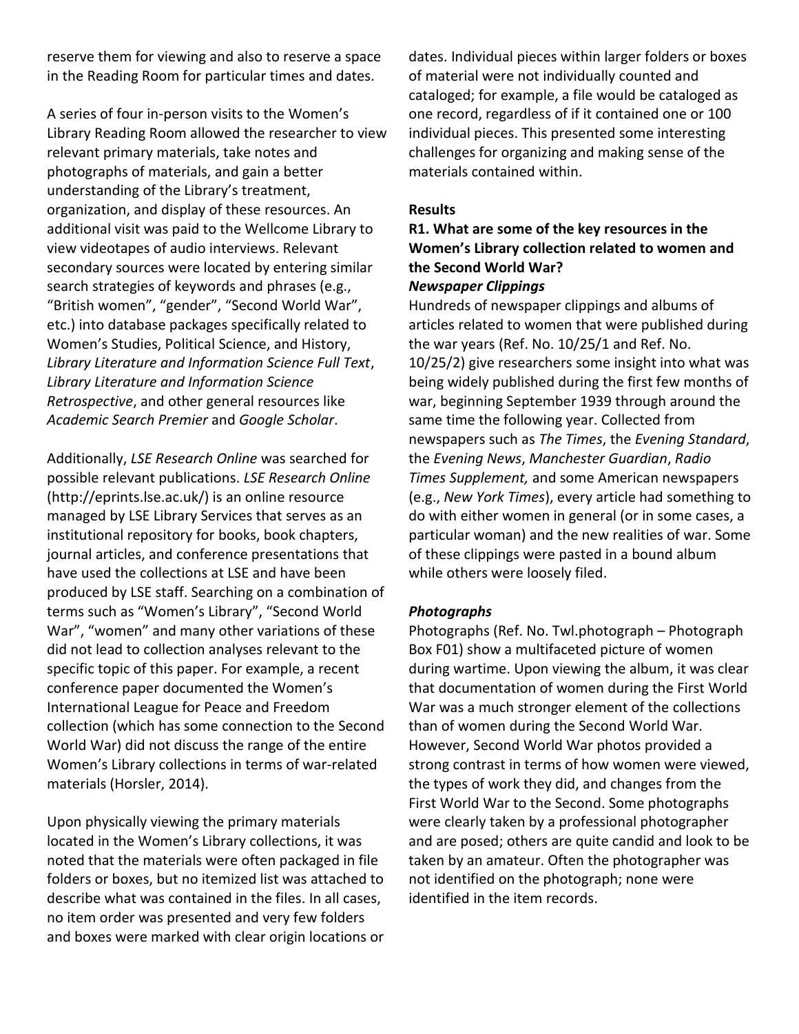reserve them for viewing and also to reserve a space in the Reading Room for particular times and dates.

A series of four in-person visits to the Women's Library Reading Room allowed the researcher to view relevant primary materials, take notes and photographs of materials, and gain a better understanding of the Library's treatment, organization, and display of these resources. An additional visit was paid to the Wellcome Library to view videotapes of audio interviews. Relevant secondary sources were located by entering similar search strategies of keywords and phrases (e.g., "British women", "gender", "Second World War", etc.) into database packages specifically related to Women's Studies, Political Science, and History, *Library Literature and Information Science Full Text*, *Library Literature and Information Science Retrospective*, and other general resources like *Academic Search Premier* and *Google Scholar*.

Additionally, *LSE Research Online* was searched for possible relevant publications. *LSE Research Online* (http://eprints.lse.ac.uk/) is an online resource managed by LSE Library Services that serves as an institutional repository for books, book chapters, journal articles, and conference presentations that have used the collections at LSE and have been produced by LSE staff. Searching on a combination of terms such as "Women's Library", "Second World War", "women" and many other variations of these did not lead to collection analyses relevant to the specific topic of this paper. For example, a recent conference paper documented the Women's International League for Peace and Freedom collection (which has some connection to the Second World War) did not discuss the range of the entire Women's Library collections in terms of war-related materials (Horsler, 2014).

Upon physically viewing the primary materials located in the Women's Library collections, it was noted that the materials were often packaged in file folders or boxes, but no itemized list was attached to describe what was contained in the files. In all cases, no item order was presented and very few folders and boxes were marked with clear origin locations or dates. Individual pieces within larger folders or boxes of material were not individually counted and cataloged; for example, a file would be cataloged as one record, regardless of if it contained one or 100 individual pieces. This presented some interesting challenges for organizing and making sense of the materials contained within.

## Results

### R1. What are some of the key resources in the Women's Library collection related to women and the Second World War?

#### *Newspaper Clippings*

Hundreds of newspaper clippings and albums of articles related to women that were published during the war years (Ref. No. 10/25/1 and Ref. No. 10/25/2) give researchers some insight into what was being widely published during the first few months of war, beginning September 1939 through around the same time the following year. Collected from newspapers such as *The Times*, the *Evening Standard*, the *Evening News*, *Manchester Guardian*, *Radio Times Supplement,* and some American newspapers (e.g., *New York Times*), every article had something to do with either women in general (or in some cases, a particular woman) and the new realities of war. Some of these clippings were pasted in a bound album while others were loosely filed.

#### *Photographs*

Photographs (Ref. No. Twl.photograph – Photograph Box F01) show a multifaceted picture of women during wartime. Upon viewing the album, it was clear that documentation of women during the First World War was a much stronger element of the collections than of women during the Second World War. However, Second World War photos provided a strong contrast in terms of how women were viewed, the types of work they did, and changes from the First World War to the Second. Some photographs were clearly taken by a professional photographer and are posed; others are quite candid and look to be taken by an amateur. Often the photographer was not identified on the photograph; none were identified in the item records.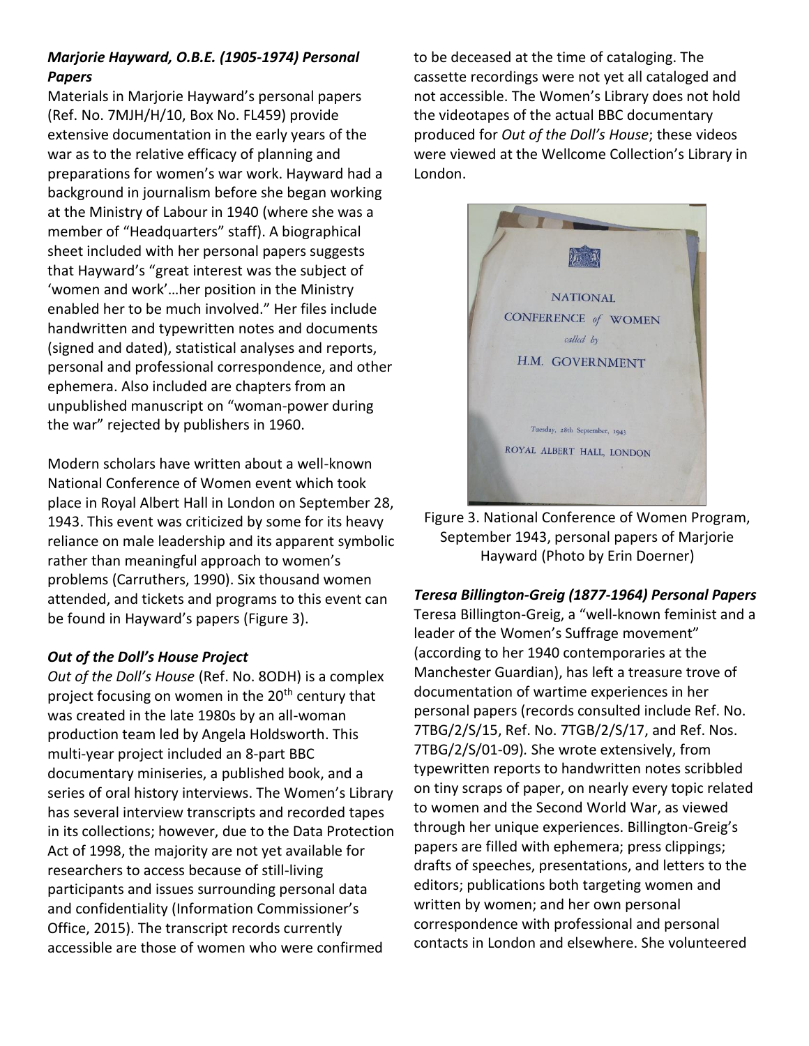### *Marjorie Hayward, O.B.E. (1905-1974) Personal Papers*

Materials in Marjorie Hayward's personal papers (Ref. No. 7MJH/H/10, Box No. FL459) provide extensive documentation in the early years of the war as to the relative efficacy of planning and preparations for women's war work. Hayward had a background in journalism before she began working at the Ministry of Labour in 1940 (where she was a member of "Headquarters" staff). A biographical sheet included with her personal papers suggests that Hayward's "great interest was the subject of 'women and work'…her position in the Ministry enabled her to be much involved." Her files include handwritten and typewritten notes and documents (signed and dated), statistical analyses and reports, personal and professional correspondence, and other ephemera. Also included are chapters from an unpublished manuscript on "woman-power during the war" rejected by publishers in 1960.

Modern scholars have written about a well-known National Conference of Women event which took place in Royal Albert Hall in London on September 28, 1943. This event was criticized by some for its heavy reliance on male leadership and its apparent symbolic rather than meaningful approach to women's problems (Carruthers, 1990). Six thousand women attended, and tickets and programs to this event can be found in Hayward's papers (Figure 3).

### *Out of the Doll's House Project*

*Out of the Doll's House* (Ref. No. 8ODH) is a complex project focusing on women in the 20th century that was created in the late 1980s by an all-woman production team led by Angela Holdsworth. This multi-year project included an 8-part BBC documentary miniseries, a published book, and a series of oral history interviews. The Women's Library has several interview transcripts and recorded tapes in its collections; however, due to the Data Protection Act of 1998, the majority are not yet available for researchers to access because of still-living participants and issues surrounding personal data and confidentiality (Information Commissioner's Office, 2015). The transcript records currently accessible are those of women who were confirmed to be deceased at the time of cataloging. The cassette recordings were not yet all cataloged and not accessible. The Women's Library does not hold the videotapes of the actual BBC documentary produced for *Out of the Doll's House*; these videos were viewed at the Wellcome Collection's Library in London.

Figure 3. National Conference of Women Program, September 1943, personal papers of Marjorie Hayward (Photo by Erin Doerner)

### *Teresa Billington-Greig (1877-1964) Personal Papers*

Teresa Billington-Greig, a "well-known feminist and a leader of the Women's Suffrage movement" (according to her 1940 contemporaries at the Manchester Guardian), has left a treasure trove of documentation of wartime experiences in her personal papers (records consulted include Ref. No. 7TBG/2/S/15, Ref. No. 7TGB/2/S/17, and Ref. Nos. 7TBG/2/S/01-09). She wrote extensively, from typewritten reports to handwritten notes scribbled on tiny scraps of paper, on nearly every topic related to women and the Second World War, as viewed through her unique experiences. Billington-Greig's papers are filled with ephemera; press clippings; drafts of speeches, presentations, and letters to the editors; publications both targeting women and written by women; and her own personal correspondence with professional and personal contacts in London and elsewhere. She volunteered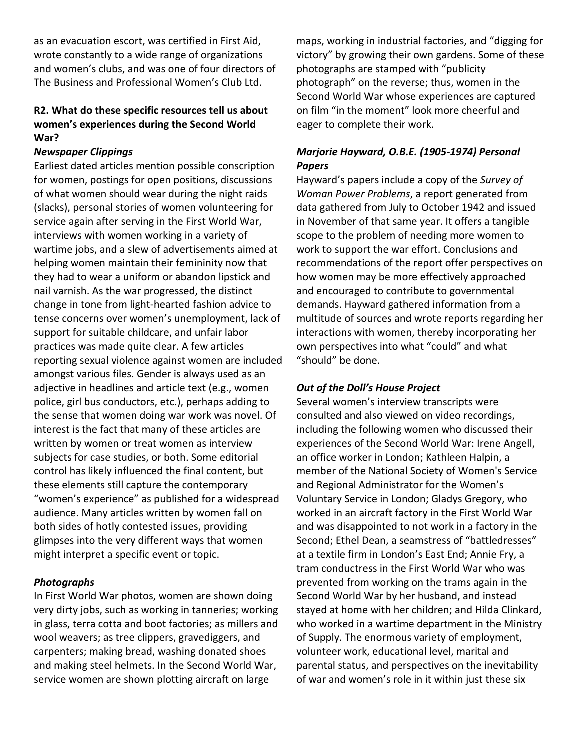as an evacuation escort, was certified in First Aid, wrote constantly to a wide range of organizations and women's clubs, and was one of four directors of The Business and Professional Women's Club Ltd.

### R2. What do these specific resources tell us about women's experiences during the Second World War?

#### *Newspaper Clippings*

Earliest dated articles mention possible conscription for women, postings for open positions, discussions of what women should wear during the night raids (slacks), personal stories of women volunteering for service again after serving in the First World War, interviews with women working in a variety of wartime jobs, and a slew of advertisements aimed at helping women maintain their femininity now that they had to wear a uniform or abandon lipstick and nail varnish. As the war progressed, the distinct change in tone from light-hearted fashion advice to tense concerns over women's unemployment, lack of support for suitable childcare, and unfair labor practices was made quite clear. A few articles reporting sexual violence against women are included amongst various files. Gender is always used as an adjective in headlines and article text (e.g., women police, girl bus conductors, etc.), perhaps adding to the sense that women doing war work was novel. Of interest is the fact that many of these articles are written by women or treat women as interview subjects for case studies, or both. Some editorial control has likely influenced the final content, but these elements still capture the contemporary "women's experience" as published for a widespread audience. Many articles written by women fall on both sides of hotly contested issues, providing glimpses into the very different ways that women might interpret a specific event or topic.

#### *Photographs*

In First World War photos, women are shown doing very dirty jobs, such as working in tanneries; working in glass, terra cotta and boot factories; as millers and wool weavers; as tree clippers, gravediggers, and carpenters; making bread, washing donated shoes and making steel helmets. In the Second World War, service women are shown plotting aircraft on large maps, working in industrial factories, and "digging for victory" by growing their own gardens. Some of these photographs are stamped with "publicity photograph" on the reverse; thus, women in the Second World War whose experiences are captured on film "in the moment" look more cheerful and eager to complete their work.

#### *Marjorie Hayward, O.B.E. (1905-1974) Personal Papers*

Hayward's papers include a copy of the *Survey of Woman Power Problems*, a report generated from data gathered from July to October 1942 and issued in November of that same year. It offers a tangible scope to the problem of needing more women to work to support the war effort. Conclusions and recommendations of the report offer perspectives on how women may be more effectively approached and encouraged to contribute to governmental demands. Hayward gathered information from a multitude of sources and wrote reports regarding her interactions with women, thereby incorporating her own perspectives into what "could" and what "should" be done.

#### *Out of the Doll's House Project*

Several women's interview transcripts were consulted and also viewed on video recordings, including the following women who discussed their experiences of the Second World War: Irene Angell, an office worker in London; Kathleen Halpin, a member of the National Society of Women's Service and Regional Administrator for the Women's Voluntary Service in London; Gladys Gregory, who worked in an aircraft factory in the First World War and was disappointed to not work in a factory in the Second; Ethel Dean, a seamstress of "battledresses" at a textile firm in London's East End; Annie Fry, a tram conductress in the First World War who was prevented from working on the trams again in the Second World War by her husband, and instead stayed at home with her children; and Hilda Clinkard, who worked in a wartime department in the Ministry of Supply. The enormous variety of employment, volunteer work, educational level, marital and parental status, and perspectives on the inevitability of war and women's role in it within just these six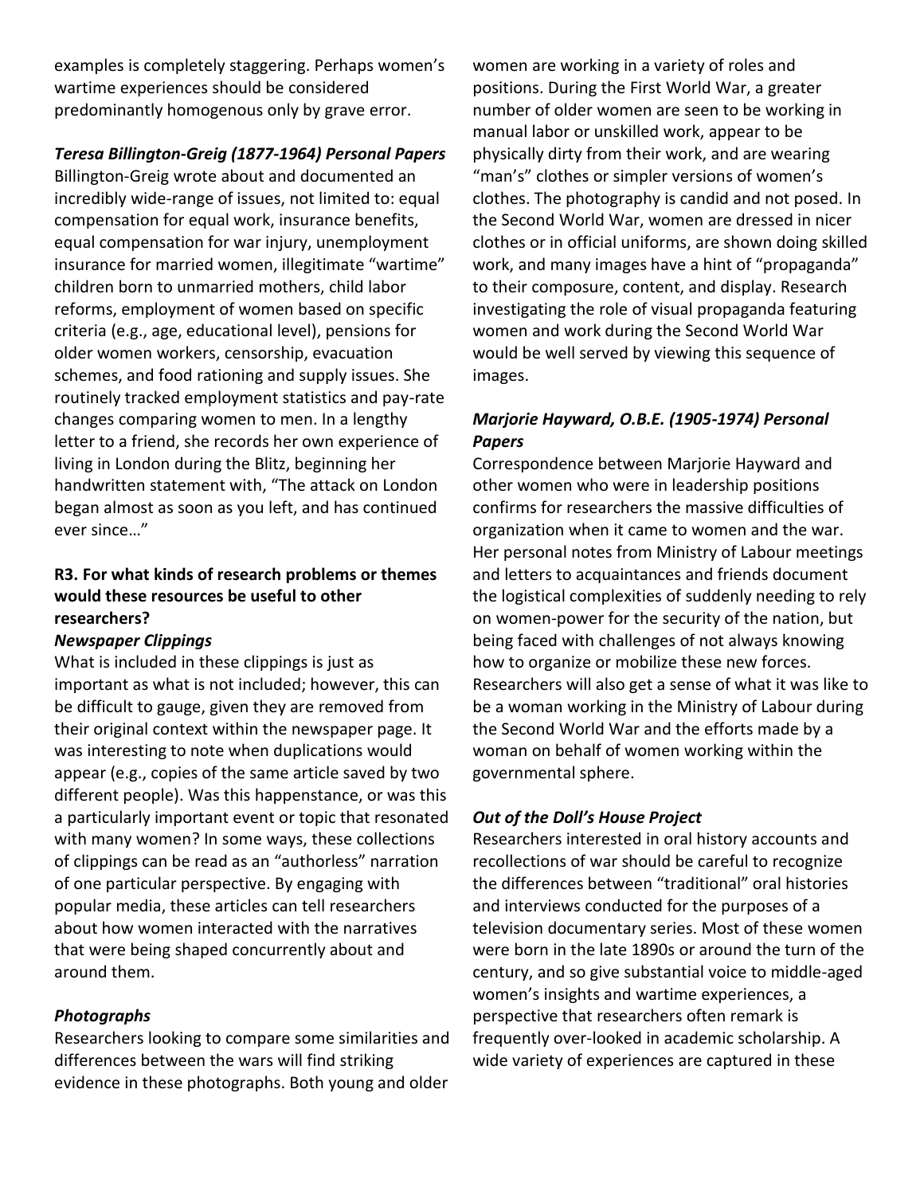examples is completely staggering. Perhaps women's wartime experiences should be considered predominantly homogenous only by grave error.

***Teresa Billington-Greig (1877-1964) Personal Papers***

Billington-Greig wrote about and documented an incredibly wide-range of issues, not limited to: equal compensation for equal work, insurance benefits, equal compensation for war injury, unemployment insurance for married women, illegitimate "wartime" children born to unmarried mothers, child labor reforms, employment of women based on specific criteria (e.g., age, educational level), pensions for older women workers, censorship, evacuation schemes, and food rationing and supply issues. She routinely tracked employment statistics and pay-rate changes comparing women to men. In a lengthy letter to a friend, she records her own experience of living in London during the Blitz, beginning her handwritten statement with, "The attack on London began almost as soon as you left, and has continued ever since…"

**R3. For what kinds of research problems or themes would these resources be useful to other researchers?**

***Newspaper Clippings***

What is included in these clippings is just as important as what is not included; however, this can be difficult to gauge, given they are removed from their original context within the newspaper page. It was interesting to note when duplications would appear (e.g., copies of the same article saved by two different people). Was this happenstance, or was this a particularly important event or topic that resonated with many women? In some ways, these collections of clippings can be read as an "authorless" narration of one particular perspective. By engaging with popular media, these articles can tell researchers about how women interacted with the narratives that were being shaped concurrently about and around them.

***Photographs***

Researchers looking to compare some similarities and differences between the wars will find striking evidence in these photographs. Both young and older women are working in a variety of roles and positions. During the First World War, a greater number of older women are seen to be working in manual labor or unskilled work, appear to be physically dirty from their work, and are wearing "man's" clothes or simpler versions of women's clothes. The photography is candid and not posed. In the Second World War, women are dressed in nicer clothes or in official uniforms, are shown doing skilled work, and many images have a hint of "propaganda" to their composure, content, and display. Research investigating the role of visual propaganda featuring women and work during the Second World War would be well served by viewing this sequence of images.

***Marjorie Hayward, O.B.E. (1905-1974) Personal Papers***

Correspondence between Marjorie Hayward and other women who were in leadership positions confirms for researchers the massive difficulties of organization when it came to women and the war. Her personal notes from Ministry of Labour meetings and letters to acquaintances and friends document the logistical complexities of suddenly needing to rely on women-power for the security of the nation, but being faced with challenges of not always knowing how to organize or mobilize these new forces. Researchers will also get a sense of what it was like to be a woman working in the Ministry of Labour during the Second World War and the efforts made by a woman on behalf of women working within the governmental sphere.

***Out of the Doll's House Project***

Researchers interested in oral history accounts and recollections of war should be careful to recognize the differences between "traditional" oral histories and interviews conducted for the purposes of a television documentary series. Most of these women were born in the late 1890s or around the turn of the century, and so give substantial voice to middle-aged women's insights and wartime experiences, a perspective that researchers often remark is frequently over-looked in academic scholarship. A wide variety of experiences are captured in these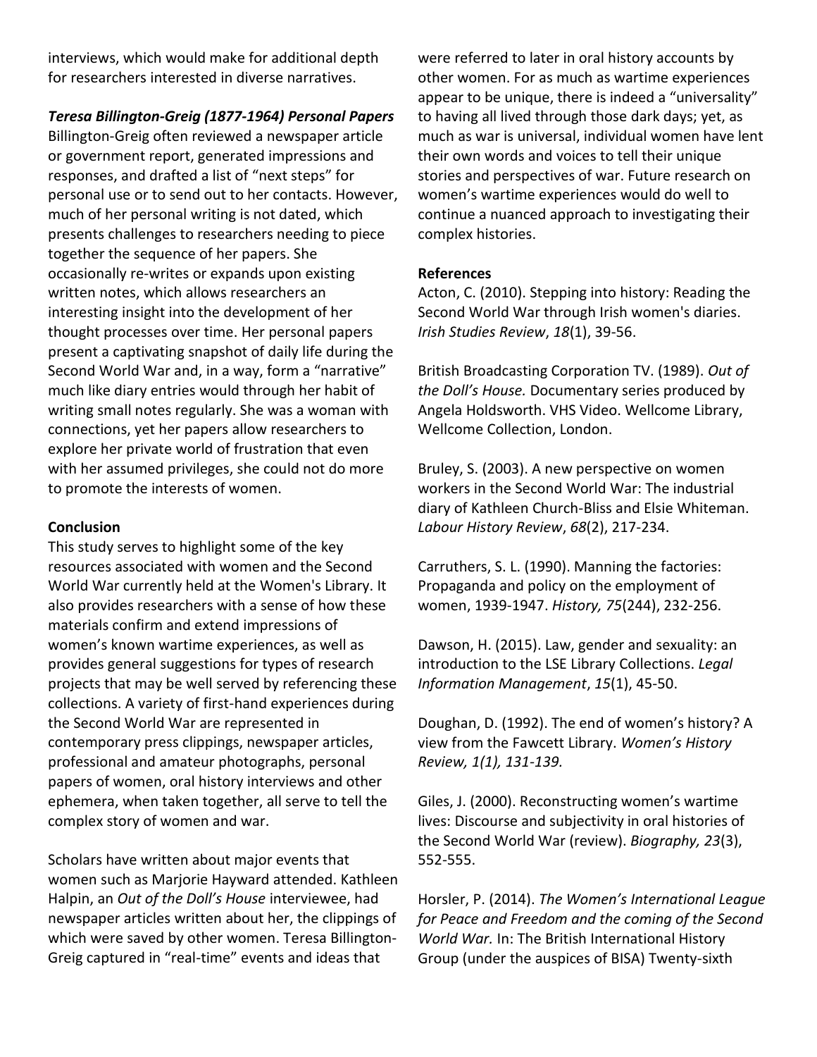interviews, which would make for additional depth for researchers interested in diverse narratives.

***Teresa Billington-Greig (1877-1964) Personal Papers***

Billington-Greig often reviewed a newspaper article or government report, generated impressions and responses, and drafted a list of "next steps" for personal use or to send out to her contacts. However, much of her personal writing is not dated, which presents challenges to researchers needing to piece together the sequence of her papers. She occasionally re-writes or expands upon existing written notes, which allows researchers an interesting insight into the development of her thought processes over time. Her personal papers present a captivating snapshot of daily life during the Second World War and, in a way, form a "narrative" much like diary entries would through her habit of writing small notes regularly. She was a woman with connections, yet her papers allow researchers to explore her private world of frustration that even with her assumed privileges, she could not do more to promote the interests of women.

**Conclusion**

This study serves to highlight some of the key resources associated with women and the Second World War currently held at the Women's Library. It also provides researchers with a sense of how these materials confirm and extend impressions of women's known wartime experiences, as well as provides general suggestions for types of research projects that may be well served by referencing these collections. A variety of first-hand experiences during the Second World War are represented in contemporary press clippings, newspaper articles, professional and amateur photographs, personal papers of women, oral history interviews and other ephemera, when taken together, all serve to tell the complex story of women and war.

Scholars have written about major events that women such as Marjorie Hayward attended. Kathleen Halpin, an *Out of the Doll's House* interviewee, had newspaper articles written about her, the clippings of which were saved by other women. Teresa Billington-Greig captured in "real-time" events and ideas that were referred to later in oral history accounts by other women. For as much as wartime experiences appear to be unique, there is indeed a "universality" to having all lived through those dark days; yet, as much as war is universal, individual women have lent their own words and voices to tell their unique stories and perspectives of war. Future research on women's wartime experiences would do well to continue a nuanced approach to investigating their complex histories.

**References**

Acton, C. (2010). Stepping into history: Reading the Second World War through Irish women's diaries. *Irish Studies Review*, *18*(1), 39-56.

British Broadcasting Corporation TV. (1989). *Out of the Doll's House.* Documentary series produced by Angela Holdsworth. VHS Video. Wellcome Library, Wellcome Collection, London.

Bruley, S. (2003). A new perspective on women workers in the Second World War: The industrial diary of Kathleen Church-Bliss and Elsie Whiteman. *Labour History Review*, *68*(2), 217-234.

Carruthers, S. L. (1990). Manning the factories: Propaganda and policy on the employment of women, 1939-1947. *History, 75*(244), 232-256.

Dawson, H. (2015). Law, gender and sexuality: an introduction to the LSE Library Collections. *Legal Information Management*, *15*(1), 45-50.

Doughan, D. (1992). The end of women's history? A view from the Fawcett Library. *Women's History Review, 1(1), 131-139.*

Giles, J. (2000). Reconstructing women's wartime lives: Discourse and subjectivity in oral histories of the Second World War (review). *Biography, 23*(3), 552-555.

Horsler, P. (2014). *The Women's International League for Peace and Freedom and the coming of the Second World War.* In: The British International History Group (under the auspices of BISA) Twenty-sixth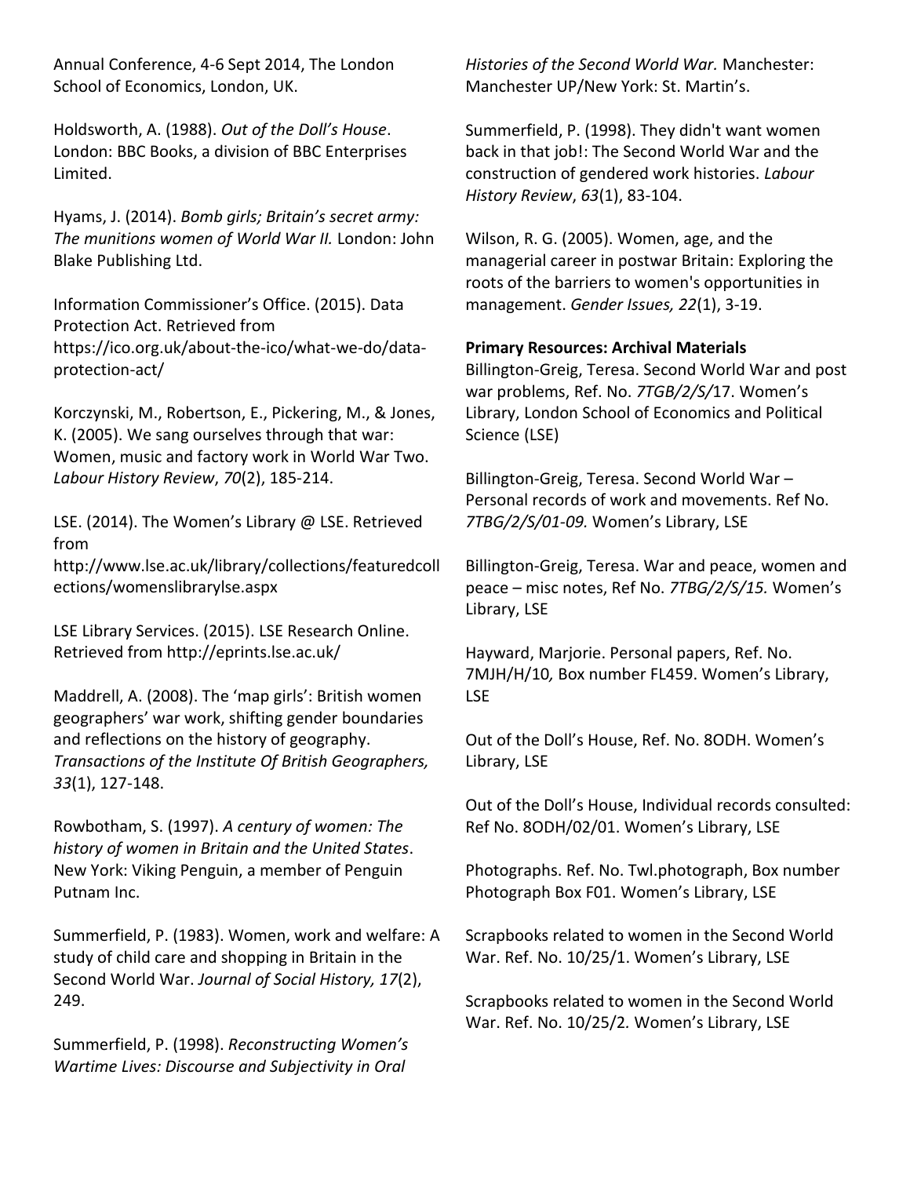Annual Conference, 4-6 Sept 2014, The London School of Economics, London, UK.

Holdsworth, A. (1988). *Out of the Doll's House*. London: BBC Books, a division of BBC Enterprises Limited.

Hyams, J. (2014). *Bomb girls; Britain's secret army: The munitions women of World War II.* London: John Blake Publishing Ltd.

Information Commissioner's Office. (2015). Data Protection Act. Retrieved from https://ico.org.uk/about-the-ico/what-we-do/data-protection-act/

Korczynski, M., Robertson, E., Pickering, M., & Jones, K. (2005). We sang ourselves through that war: Women, music and factory work in World War Two. *Labour History Review*, *70*(2), 185-214.

LSE. (2014). The Women's Library @ LSE. Retrieved from http://www.lse.ac.uk/library/collections/featuredcollections/womenslibrarylse.aspx

LSE Library Services. (2015). LSE Research Online. Retrieved from http://eprints.lse.ac.uk/

Maddrell, A. (2008). The 'map girls': British women geographers' war work, shifting gender boundaries and reflections on the history of geography. *Transactions of the Institute Of British Geographers, 33*(1), 127-148.

Rowbotham, S. (1997). *A century of women: The history of women in Britain and the United States*. New York: Viking Penguin, a member of Penguin Putnam Inc.

Summerfield, P. (1983). Women, work and welfare: A study of child care and shopping in Britain in the Second World War. *Journal of Social History, 17*(2), 249.

Summerfield, P. (1998). *Reconstructing Women's Wartime Lives: Discourse and Subjectivity in Oral Histories of the Second World War.* Manchester: Manchester UP/New York: St. Martin's.

Summerfield, P. (1998). They didn't want women back in that job!: The Second World War and the construction of gendered work histories. *Labour History Review*, *63*(1), 83-104.

Wilson, R. G. (2005). Women, age, and the managerial career in postwar Britain: Exploring the roots of the barriers to women's opportunities in management. *Gender Issues, 22*(1), 3-19.

**Primary Resources: Archival Materials**

Billington-Greig, Teresa. Second World War and post war problems, Ref. No. *7TGB/2/S/*17. Women's Library, London School of Economics and Political Science (LSE)

Billington-Greig, Teresa. Second World War – Personal records of work and movements. Ref No. *7TBG/2/S/01-09.* Women's Library, LSE

Billington-Greig, Teresa. War and peace, women and peace – misc notes, Ref No. *7TBG/2/S/15.* Women's Library, LSE

Hayward, Marjorie. Personal papers, Ref. No. 7MJH/H/10*,* Box number FL459. Women's Library, LSE

Out of the Doll's House, Ref. No. 8ODH. Women's Library, LSE

Out of the Doll's House, Individual records consulted: Ref No. 8ODH/02/01. Women's Library, LSE

Photographs. Ref. No. Twl.photograph, Box number Photograph Box F01. Women's Library, LSE

Scrapbooks related to women in the Second World War. Ref. No. 10/25/1. Women's Library, LSE

Scrapbooks related to women in the Second World War. Ref. No. 10/25/2*.* Women's Library, LSE